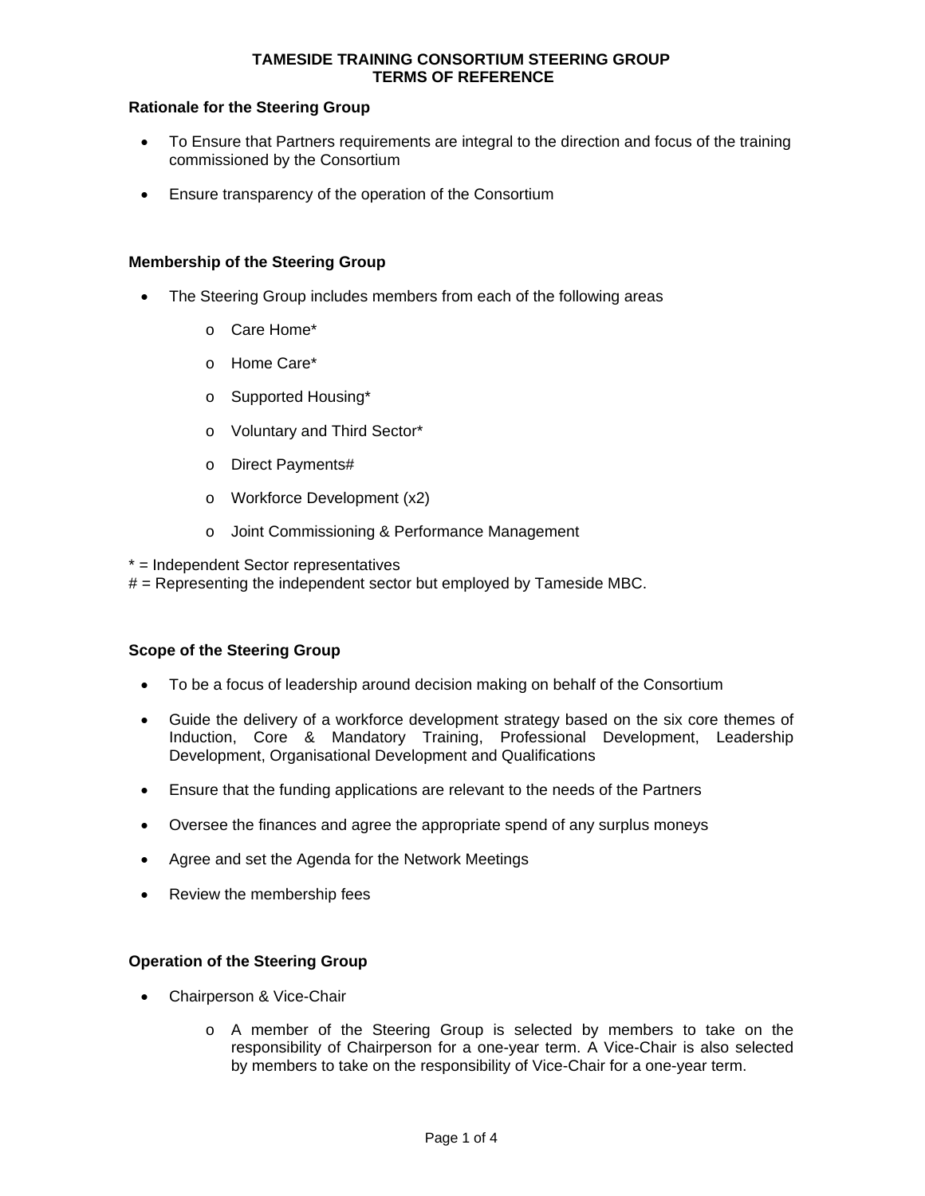# TAMESIDE TRAINING CONSORTIUM STEERING GROUP
# TERMS OF REFERENCE

**Rationale for the Steering Group**

- To Ensure that Partners requirements are integral to the direction and focus of the training commissioned by the Consortium
- Ensure transparency of the operation of the Consortium

**Membership of the Steering Group**

- The Steering Group includes members from each of the following areas
  - Care Home*
  - Home Care*
  - Supported Housing*
  - Voluntary and Third Sector*
  - Direct Payments#
  - Workforce Development (x2)
  - Joint Commissioning & Performance Management

* = Independent Sector representatives
# = Representing the independent sector but employed by Tameside MBC.

**Scope of the Steering Group**

- To be a focus of leadership around decision making on behalf of the Consortium
- Guide the delivery of a workforce development strategy based on the six core themes of Induction, Core & Mandatory Training, Professional Development, Leadership Development, Organisational Development and Qualifications
- Ensure that the funding applications are relevant to the needs of the Partners
- Oversee the finances and agree the appropriate spend of any surplus moneys
- Agree and set the Agenda for the Network Meetings
- Review the membership fees

**Operation of the Steering Group**

- Chairperson & Vice-Chair
  - A member of the Steering Group is selected by members to take on the responsibility of Chairperson for a one-year term. A Vice-Chair is also selected by members to take on the responsibility of Vice-Chair for a one-year term.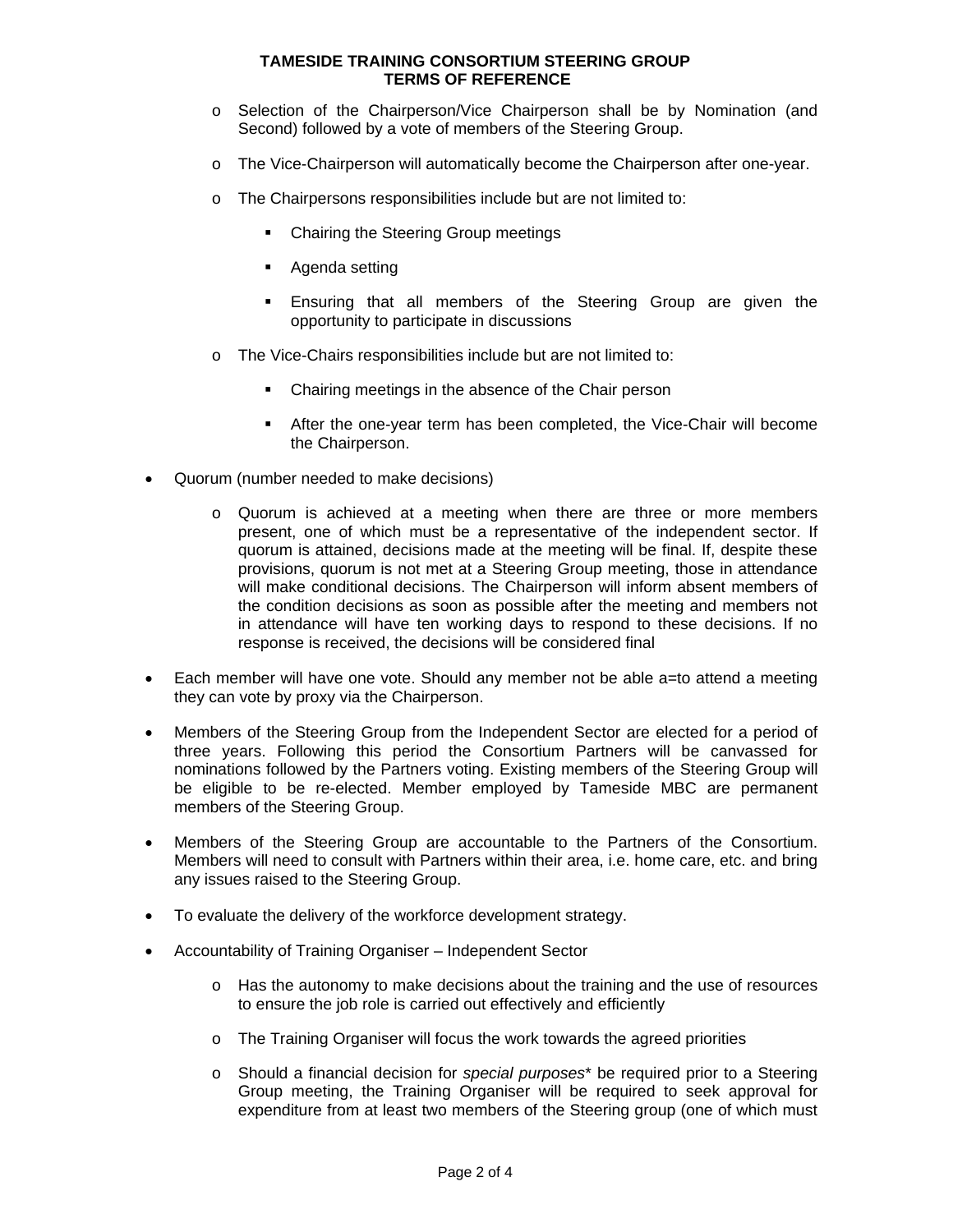- Selection of the Chairperson/Vice Chairperson shall be by Nomination (and Second) followed by a vote of members of the Steering Group.
  - The Vice-Chairperson will automatically become the Chairperson after one-year.
  - The Chairpersons responsibilities include but are not limited to:
    - Chairing the Steering Group meetings
    - Agenda setting
    - Ensuring that all members of the Steering Group are given the opportunity to participate in discussions
  - The Vice-Chairs responsibilities include but are not limited to:
    - Chairing meetings in the absence of the Chair person
    - After the one-year term has been completed, the Vice-Chair will become the Chairperson.

- Quorum (number needed to make decisions)
  - Quorum is achieved at a meeting when there are three or more members present, one of which must be a representative of the independent sector. If quorum is attained, decisions made at the meeting will be final. If, despite these provisions, quorum is not met at a Steering Group meeting, those in attendance will make conditional decisions. The Chairperson will inform absent members of the condition decisions as soon as possible after the meeting and members not in attendance will have ten working days to respond to these decisions. If no response is received, the decisions will be considered final

- Each member will have one vote. Should any member not be able a=to attend a meeting they can vote by proxy via the Chairperson.

- Members of the Steering Group from the Independent Sector are elected for a period of three years. Following this period the Consortium Partners will be canvassed for nominations followed by the Partners voting. Existing members of the Steering Group will be eligible to be re-elected. Member employed by Tameside MBC are permanent members of the Steering Group.

- Members of the Steering Group are accountable to the Partners of the Consortium. Members will need to consult with Partners within their area, i.e. home care, etc. and bring any issues raised to the Steering Group.

- To evaluate the delivery of the workforce development strategy.

- Accountability of Training Organiser – Independent Sector
  - Has the autonomy to make decisions about the training and the use of resources to ensure the job role is carried out effectively and efficiently
  - The Training Organiser will focus the work towards the agreed priorities
  - Should a financial decision for *special purposes*\* be required prior to a Steering Group meeting, the Training Organiser will be required to seek approval for expenditure from at least two members of the Steering group (one of which must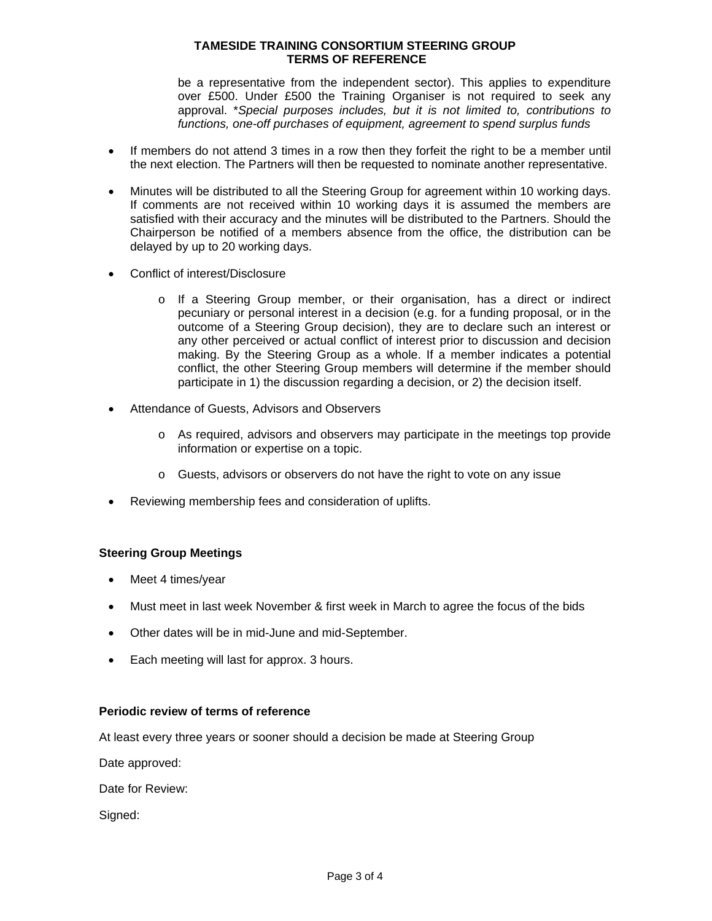be a representative from the independent sector). This applies to expenditure over £500. Under £500 the Training Organiser is not required to seek any approval. *\*Special purposes includes, but it is not limited to, contributions to functions, one-off purchases of equipment, agreement to spend surplus funds*

- If members do not attend 3 times in a row then they forfeit the right to be a member until the next election. The Partners will then be requested to nominate another representative.
- Minutes will be distributed to all the Steering Group for agreement within 10 working days. If comments are not received within 10 working days it is assumed the members are satisfied with their accuracy and the minutes will be distributed to the Partners. Should the Chairperson be notified of a members absence from the office, the distribution can be delayed by up to 20 working days.
- Conflict of interest/Disclosure
    - If a Steering Group member, or their organisation, has a direct or indirect pecuniary or personal interest in a decision (e.g. for a funding proposal, or in the outcome of a Steering Group decision), they are to declare such an interest or any other perceived or actual conflict of interest prior to discussion and decision making. By the Steering Group as a whole. If a member indicates a potential conflict, the other Steering Group members will determine if the member should participate in 1) the discussion regarding a decision, or 2) the decision itself.
- Attendance of Guests, Advisors and Observers
    - As required, advisors and observers may participate in the meetings top provide information or expertise on a topic.
    - Guests, advisors or observers do not have the right to vote on any issue
- Reviewing membership fees and consideration of uplifts.

**Steering Group Meetings**

- Meet 4 times/year
- Must meet in last week November & first week in March to agree the focus of the bids
- Other dates will be in mid-June and mid-September.
- Each meeting will last for approx. 3 hours.

**Periodic review of terms of reference**

At least every three years or sooner should a decision be made at Steering Group

Date approved:

Date for Review:

Signed: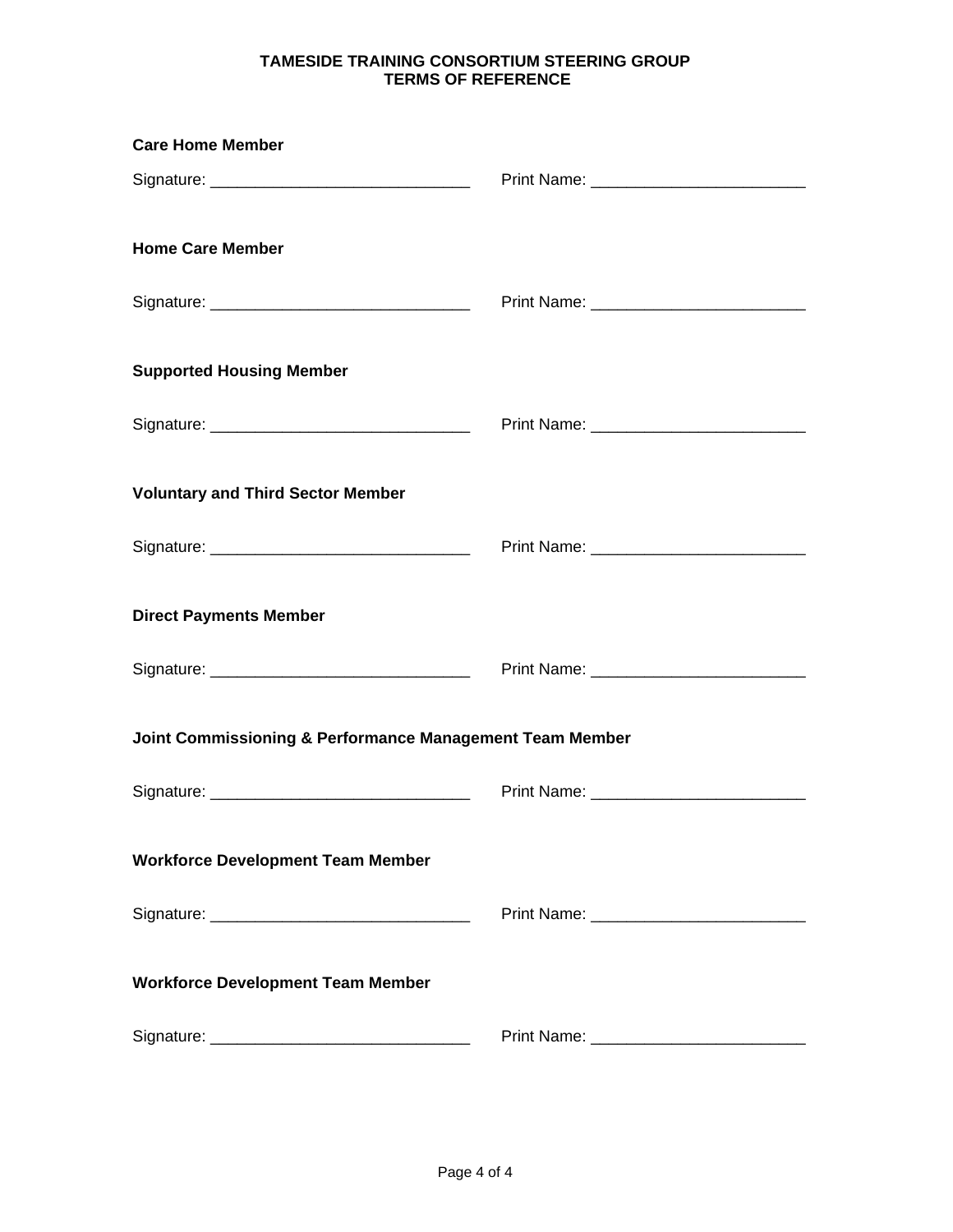**Care Home Member**

Signature: _____________________________ Print Name: ________________________

**Home Care Member**

Signature: _____________________________ Print Name: ________________________

**Supported Housing Member**

Signature: _____________________________ Print Name: ________________________

**Voluntary and Third Sector Member**

Signature: _____________________________ Print Name: ________________________

**Direct Payments Member**

Signature: _____________________________ Print Name: ________________________

**Joint Commissioning & Performance Management Team Member**

Signature: _____________________________ Print Name: ________________________

**Workforce Development Team Member**

Signature: _____________________________ Print Name: ________________________

**Workforce Development Team Member**

Signature: _____________________________ Print Name: ________________________